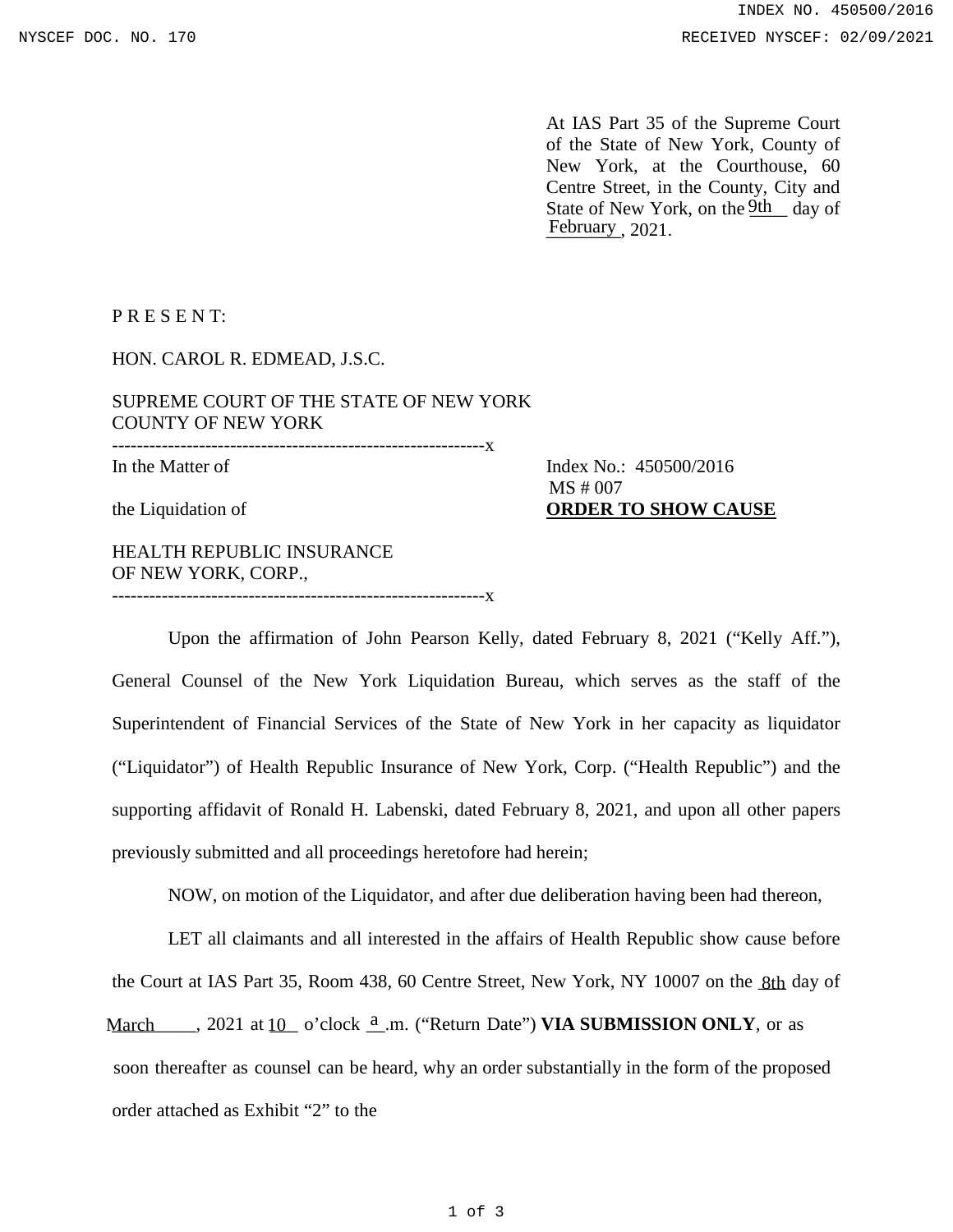At IAS Part 35 of the Supreme Court of the State of New York, County of New York, at the Courthouse, 60 Centre Street, in the County, City and State of New York, on the 9th day of February, 2021.

P R E S E N T:

HON. CAROL R. EDMEAD, J.S.C.

SUPREME COURT OF THE STATE OF NEW YORK
COUNTY OF NEW YORK

------------------------------------------------------------x

In the Matter of

the Liquidation of

HEALTH REPUBLIC INSURANCE OF NEW YORK, CORP.,

------------------------------------------------------------x

Index No.: 450500/2016
MS # 007

**ORDER TO SHOW CAUSE**

Upon the affirmation of John Pearson Kelly, dated February 8, 2021 ("Kelly Aff."), General Counsel of the New York Liquidation Bureau, which serves as the staff of the Superintendent of Financial Services of the State of New York in her capacity as liquidator ("Liquidator") of Health Republic Insurance of New York, Corp. ("Health Republic") and the supporting affidavit of Ronald H. Labenski, dated February 8, 2021, and upon all other papers previously submitted and all proceedings heretofore had herein;

NOW, on motion of the Liquidator, and after due deliberation having been had thereon,

LET all claimants and all interested in the affairs of Health Republic show cause before the Court at IAS Part 35, Room 438, 60 Centre Street, New York, NY 10007 on the 8th day of March, 2021 at 10 o'clock a.m. ("Return Date") **VIA SUBMISSION ONLY**, or as soon thereafter as counsel can be heard, why an order substantially in the form of the proposed order attached as Exhibit "2" to the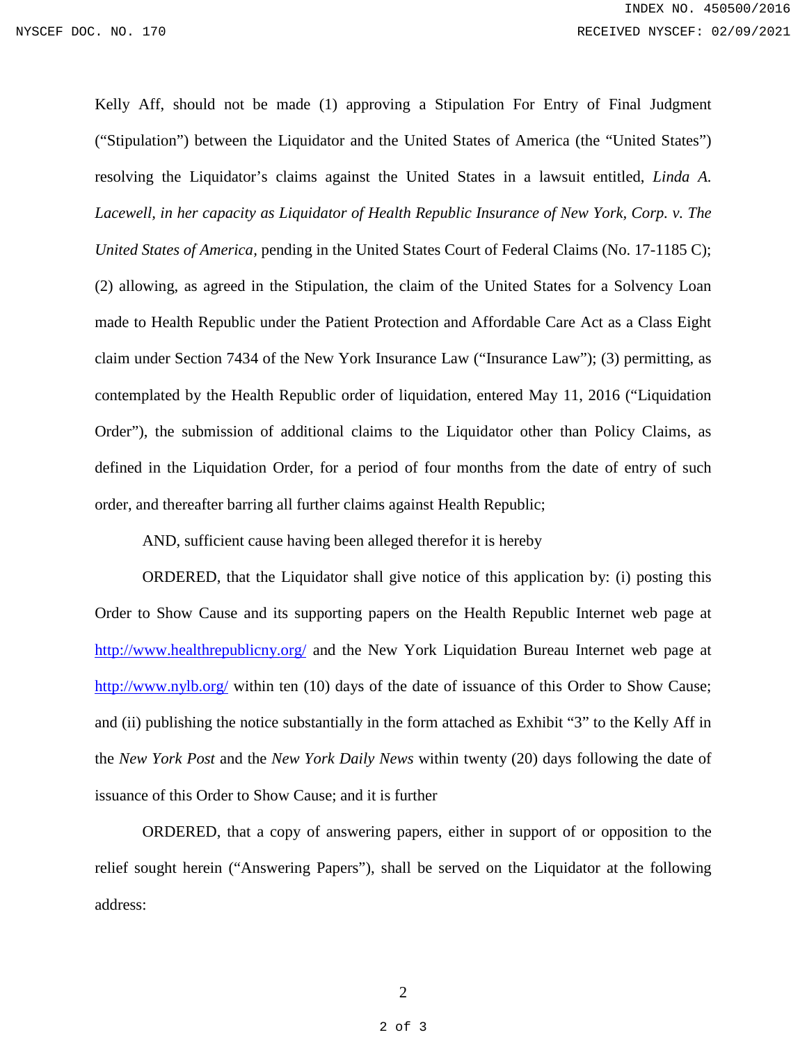Kelly Aff, should not be made (1) approving a Stipulation For Entry of Final Judgment ("Stipulation") between the Liquidator and the United States of America (the "United States") resolving the Liquidator's claims against the United States in a lawsuit entitled, *Linda A. Lacewell, in her capacity as Liquidator of Health Republic Insurance of New York, Corp. v. The United States of America*, pending in the United States Court of Federal Claims (No. 17-1185 C); (2) allowing, as agreed in the Stipulation, the claim of the United States for a Solvency Loan made to Health Republic under the Patient Protection and Affordable Care Act as a Class Eight claim under Section 7434 of the New York Insurance Law ("Insurance Law"); (3) permitting, as contemplated by the Health Republic order of liquidation, entered May 11, 2016 ("Liquidation Order"), the submission of additional claims to the Liquidator other than Policy Claims, as defined in the Liquidation Order, for a period of four months from the date of entry of such order, and thereafter barring all further claims against Health Republic;

AND, sufficient cause having been alleged therefor it is hereby

ORDERED, that the Liquidator shall give notice of this application by: (i) posting this Order to Show Cause and its supporting papers on the Health Republic Internet web page at http://www.healthrepublicny.org/ and the New York Liquidation Bureau Internet web page at http://www.nylb.org/ within ten (10) days of the date of issuance of this Order to Show Cause; and (ii) publishing the notice substantially in the form attached as Exhibit "3" to the Kelly Aff in the *New York Post* and the *New York Daily News* within twenty (20) days following the date of issuance of this Order to Show Cause; and it is further

ORDERED, that a copy of answering papers, either in support of or opposition to the relief sought herein ("Answering Papers"), shall be served on the Liquidator at the following address: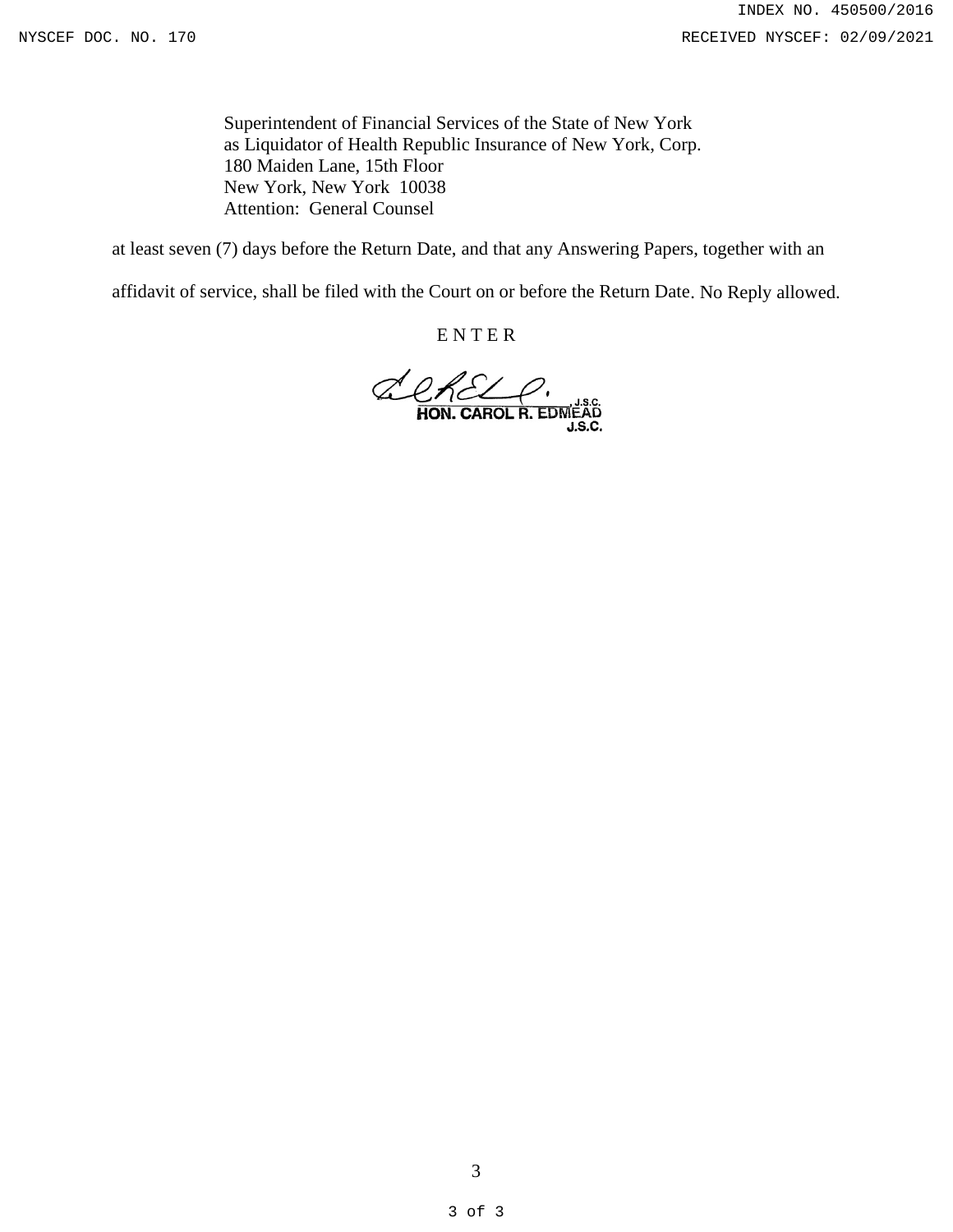Superintendent of Financial Services of the State of New York
as Liquidator of Health Republic Insurance of New York, Corp.
180 Maiden Lane, 15th Floor
New York, New York 10038
Attention: General Counsel

at least seven (7) days before the Return Date, and that any Answering Papers, together with an affidavit of service, shall be filed with the Court on or before the Return Date. No Reply allowed.

E N T E R

_______________, J.S.C.
HON. CAROL R. EDMEAD
J.S.C.